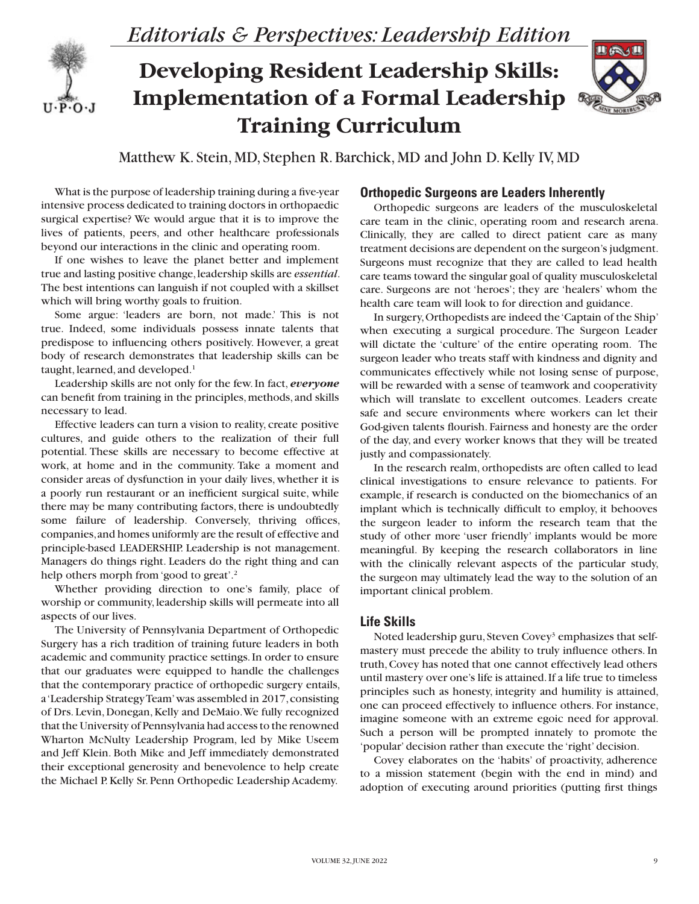*Editorials & Perspectives: Leadership Edition*

# Developing Resident Leadership Skills: Implementation of a Formal Leadership Training Curriculum

Matthew K. Stein, MD, Stephen R. Barchick, MD and John D. Kelly IV, MD

What is the purpose of leadership training during a five-year intensive process dedicated to training doctors in orthopaedic surgical expertise? We would argue that it is to improve the lives of patients, peers, and other healthcare professionals beyond our interactions in the clinic and operating room.

If one wishes to leave the planet better and implement true and lasting positive change, leadership skills are *essential*. The best intentions can languish if not coupled with a skillset which will bring worthy goals to fruition.

Some argue: 'leaders are born, not made.' This is not true. Indeed, some individuals possess innate talents that predispose to influencing others positively. However, a great body of research demonstrates that leadership skills can be taught, learned, and developed.[1]

Leadership skills are not only for the few. In fact, ***everyone*** can benefit from training in the principles, methods, and skills necessary to lead.

Effective leaders can turn a vision to reality, create positive cultures, and guide others to the realization of their full potential. These skills are necessary to become effective at work, at home and in the community. Take a moment and consider areas of dysfunction in your daily lives, whether it is a poorly run restaurant or an inefficient surgical suite, while there may be many contributing factors, there is undoubtedly some failure of leadership. Conversely, thriving offices, companies, and homes uniformly are the result of effective and principle-based LEADERSHIP. Leadership is not management. Managers do things right. Leaders do the right thing and can help others morph from 'good to great'.[2]

Whether providing direction to one's family, place of worship or community, leadership skills will permeate into all aspects of our lives.

The University of Pennsylvania Department of Orthopedic Surgery has a rich tradition of training future leaders in both academic and community practice settings. In order to ensure that our graduates were equipped to handle the challenges that the contemporary practice of orthopedic surgery entails, a 'Leadership Strategy Team' was assembled in 2017, consisting of Drs. Levin, Donegan, Kelly and DeMaio. We fully recognized that the University of Pennsylvania had access to the renowned Wharton McNulty Leadership Program, led by Mike Useem and Jeff Klein. Both Mike and Jeff immediately demonstrated their exceptional generosity and benevolence to help create the Michael P. Kelly Sr. Penn Orthopedic Leadership Academy.

## Orthopedic Surgeons are Leaders Inherently

Orthopedic surgeons are leaders of the musculoskeletal care team in the clinic, operating room and research arena. Clinically, they are called to direct patient care as many treatment decisions are dependent on the surgeon's judgment. Surgeons must recognize that they are called to lead health care teams toward the singular goal of quality musculoskeletal care. Surgeons are not 'heroes'; they are 'healers' whom the health care team will look to for direction and guidance.

In surgery, Orthopedists are indeed the 'Captain of the Ship' when executing a surgical procedure. The Surgeon Leader will dictate the 'culture' of the entire operating room. The surgeon leader who treats staff with kindness and dignity and communicates effectively while not losing sense of purpose, will be rewarded with a sense of teamwork and cooperativity which will translate to excellent outcomes. Leaders create safe and secure environments where workers can let their God-given talents flourish. Fairness and honesty are the order of the day, and every worker knows that they will be treated justly and compassionately.

In the research realm, orthopedists are often called to lead clinical investigations to ensure relevance to patients. For example, if research is conducted on the biomechanics of an implant which is technically difficult to employ, it behooves the surgeon leader to inform the research team that the study of other more 'user friendly' implants would be more meaningful. By keeping the research collaborators in line with the clinically relevant aspects of the particular study, the surgeon may ultimately lead the way to the solution of an important clinical problem.

## Life Skills

Noted leadership guru, Steven Covey[3] emphasizes that self-mastery must precede the ability to truly influence others. In truth, Covey has noted that one cannot effectively lead others until mastery over one's life is attained. If a life true to timeless principles such as honesty, integrity and humility is attained, one can proceed effectively to influence others. For instance, imagine someone with an extreme egoic need for approval. Such a person will be prompted innately to promote the 'popular' decision rather than execute the 'right' decision.

Covey elaborates on the 'habits' of proactivity, adherence to a mission statement (begin with the end in mind) and adoption of executing around priorities (putting first things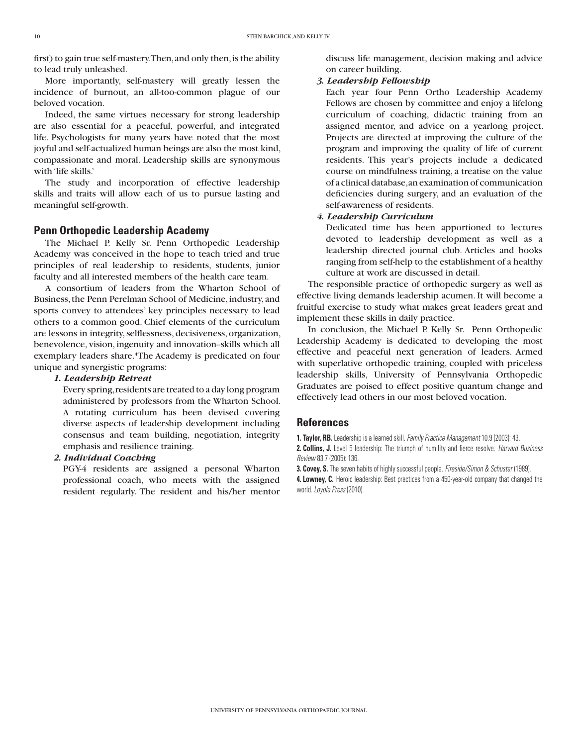first) to gain true self-mastery. Then, and only then, is the ability to lead truly unleashed.

More importantly, self-mastery will greatly lessen the incidence of burnout, an all-too-common plague of our beloved vocation.

Indeed, the same virtues necessary for strong leadership are also essential for a peaceful, powerful, and integrated life. Psychologists for many years have noted that the most joyful and self-actualized human beings are also the most kind, compassionate and moral. Leadership skills are synonymous with 'life skills.'

The study and incorporation of effective leadership skills and traits will allow each of us to pursue lasting and meaningful self-growth.

## Penn Orthopedic Leadership Academy

The Michael P. Kelly Sr. Penn Orthopedic Leadership Academy was conceived in the hope to teach tried and true principles of real leadership to residents, students, junior faculty and all interested members of the health care team.

A consortium of leaders from the Wharton School of Business, the Penn Perelman School of Medicine, industry, and sports convey to attendees' key principles necessary to lead others to a common good. Chief elements of the curriculum are lessons in integrity, selflessness, decisiveness, organization, benevolence, vision, ingenuity and innovation–skills which all exemplary leaders share.[4] The Academy is predicated on four unique and synergistic programs:

***1. Leadership Retreat***

Every spring, residents are treated to a day long program administered by professors from the Wharton School. A rotating curriculum has been devised covering diverse aspects of leadership development including consensus and team building, negotiation, integrity emphasis and resilience training.

***2. Individual Coaching***

PGY-4 residents are assigned a personal Wharton professional coach, who meets with the assigned resident regularly. The resident and his/her mentor discuss life management, decision making and advice on career building.

***3. Leadership Fellowship***

Each year four Penn Ortho Leadership Academy Fellows are chosen by committee and enjoy a lifelong curriculum of coaching, didactic training from an assigned mentor, and advice on a yearlong project. Projects are directed at improving the culture of the program and improving the quality of life of current residents. This year's projects include a dedicated course on mindfulness training, a treatise on the value of a clinical database, an examination of communication deficiencies during surgery, and an evaluation of the self-awareness of residents.

***4. Leadership Curriculum***

Dedicated time has been apportioned to lectures devoted to leadership development as well as a leadership directed journal club. Articles and books ranging from self-help to the establishment of a healthy culture at work are discussed in detail.

The responsible practice of orthopedic surgery as well as effective living demands leadership acumen. It will become a fruitful exercise to study what makes great leaders great and implement these skills in daily practice.

In conclusion, the Michael P. Kelly Sr. Penn Orthopedic Leadership Academy is dedicated to developing the most effective and peaceful next generation of leaders. Armed with superlative orthopedic training, coupled with priceless leadership skills, University of Pennsylvania Orthopedic Graduates are poised to effect positive quantum change and effectively lead others in our most beloved vocation.

## References

**1. Taylor, RB.** Leadership is a learned skill. *Family Practice Management* 10.9 (2003): 43.

**2. Collins, J.** Level 5 leadership: The triumph of humility and fierce resolve. *Harvard Business Review* 83.7 (2005): 136.

**3. Covey, S.** The seven habits of highly successful people. *Fireside/Simon & Schuster* (1989).

**4. Lowney, C.** Heroic leadership: Best practices from a 450-year-old company that changed the world. *Loyola Press* (2010).